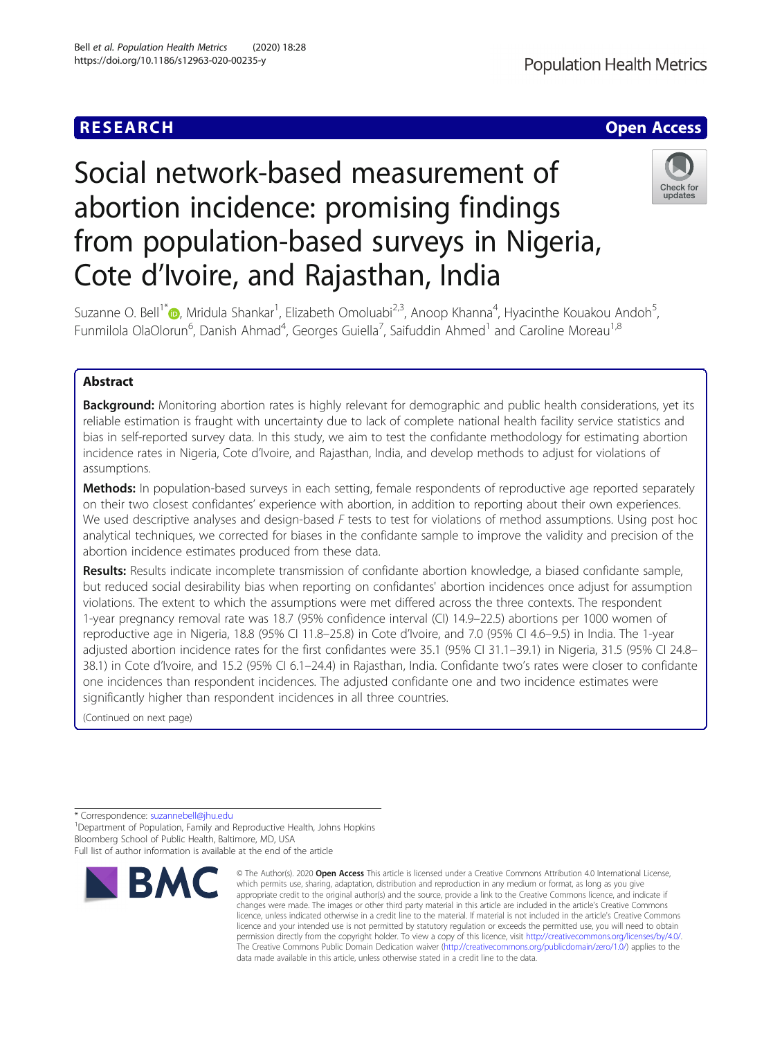RESEARCH

Open Access

# Social network-based measurement of abortion incidence: promising findings from population-based surveys in Nigeria, Cote d'Ivoire, and Rajasthan, India

Suzanne O. Bell[1*], Mridula Shankar[1], Elizabeth Omoluabi[2,3], Anoop Khanna[4], Hyacinthe Kouakou Andoh[5], Funmilola OlaOlorun[6], Danish Ahmad[4], Georges Guiella[7], Saifuddin Ahmed[1] and Caroline Moreau[1,8]

## Abstract

**Background:** Monitoring abortion rates is highly relevant for demographic and public health considerations, yet its reliable estimation is fraught with uncertainty due to lack of complete national health facility service statistics and bias in self-reported survey data. In this study, we aim to test the confidante methodology for estimating abortion incidence rates in Nigeria, Cote d'Ivoire, and Rajasthan, India, and develop methods to adjust for violations of assumptions.

**Methods:** In population-based surveys in each setting, female respondents of reproductive age reported separately on their two closest confidantes' experience with abortion, in addition to reporting about their own experiences. We used descriptive analyses and design-based *F* tests to test for violations of method assumptions. Using post hoc analytical techniques, we corrected for biases in the confidante sample to improve the validity and precision of the abortion incidence estimates produced from these data.

**Results:** Results indicate incomplete transmission of confidante abortion knowledge, a biased confidante sample, but reduced social desirability bias when reporting on confidantes' abortion incidences once adjust for assumption violations. The extent to which the assumptions were met differed across the three contexts. The respondent 1-year pregnancy removal rate was 18.7 (95% confidence interval (CI) 14.9–22.5) abortions per 1000 women of reproductive age in Nigeria, 18.8 (95% CI 11.8–25.8) in Cote d'Ivoire, and 7.0 (95% CI 4.6–9.5) in India. The 1-year adjusted abortion incidence rates for the first confidantes were 35.1 (95% CI 31.1–39.1) in Nigeria, 31.5 (95% CI 24.8–38.1) in Cote d'Ivoire, and 15.2 (95% CI 6.1–24.4) in Rajasthan, India. Confidante two's rates were closer to confidante one incidences than respondent incidences. The adjusted confidante one and two incidence estimates were significantly higher than respondent incidences in all three countries.

(Continued on next page)

\* Correspondence: suzannebell@jhu.edu

[1]Department of Population, Family and Reproductive Health, Johns Hopkins Bloomberg School of Public Health, Baltimore, MD, USA

Full list of author information is available at the end of the article

© The Author(s). 2020 **Open Access** This article is licensed under a Creative Commons Attribution 4.0 International License, which permits use, sharing, adaptation, distribution and reproduction in any medium or format, as long as you give appropriate credit to the original author(s) and the source, provide a link to the Creative Commons licence, and indicate if changes were made. The images or other third party material in this article are included in the article's Creative Commons licence, unless indicated otherwise in a credit line to the material. If material is not included in the article's Creative Commons licence and your intended use is not permitted by statutory regulation or exceeds the permitted use, you will need to obtain permission directly from the copyright holder. To view a copy of this licence, visit http://creativecommons.org/licenses/by/4.0/. The Creative Commons Public Domain Dedication waiver (http://creativecommons.org/publicdomain/zero/1.0/) applies to the data made available in this article, unless otherwise stated in a credit line to the data.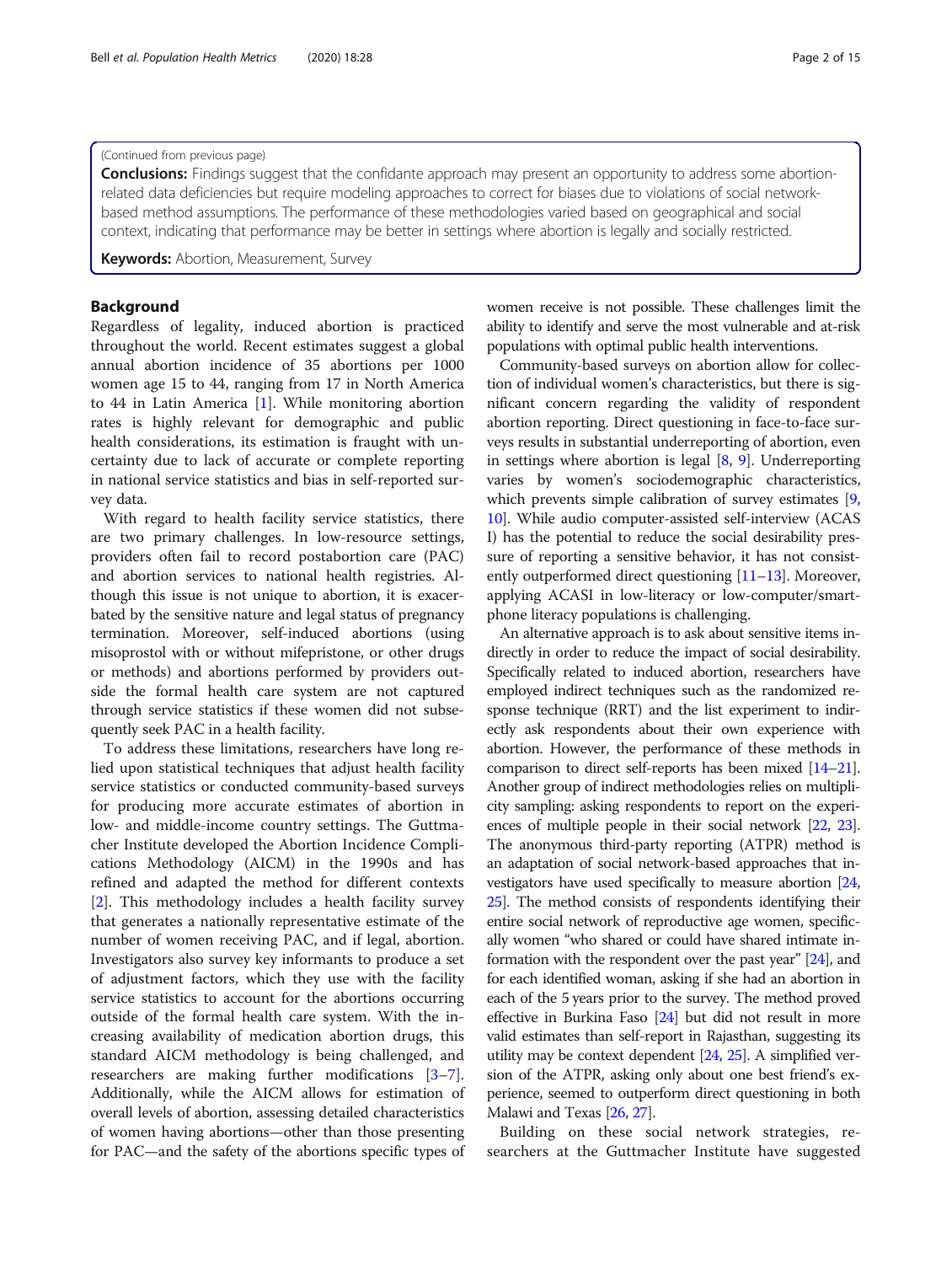(Continued from previous page)

**Conclusions:** Findings suggest that the confidante approach may present an opportunity to address some abortion-related data deficiencies but require modeling approaches to correct for biases due to violations of social network-based method assumptions. The performance of these methodologies varied based on geographical and social context, indicating that performance may be better in settings where abortion is legally and socially restricted.

**Keywords:** Abortion, Measurement, Survey

## Background

Regardless of legality, induced abortion is practiced throughout the world. Recent estimates suggest a global annual abortion incidence of 35 abortions per 1000 women age 15 to 44, ranging from 17 in North America to 44 in Latin America [1]. While monitoring abortion rates is highly relevant for demographic and public health considerations, its estimation is fraught with uncertainty due to lack of accurate or complete reporting in national service statistics and bias in self-reported survey data.

With regard to health facility service statistics, there are two primary challenges. In low-resource settings, providers often fail to record postabortion care (PAC) and abortion services to national health registries. Although this issue is not unique to abortion, it is exacerbated by the sensitive nature and legal status of pregnancy termination. Moreover, self-induced abortions (using misoprostol with or without mifepristone, or other drugs or methods) and abortions performed by providers outside the formal health care system are not captured through service statistics if these women did not subsequently seek PAC in a health facility.

To address these limitations, researchers have long relied upon statistical techniques that adjust health facility service statistics or conducted community-based surveys for producing more accurate estimates of abortion in low- and middle-income country settings. The Guttmacher Institute developed the Abortion Incidence Complications Methodology (AICM) in the 1990s and has refined and adapted the method for different contexts [2]. This methodology includes a health facility survey that generates a nationally representative estimate of the number of women receiving PAC, and if legal, abortion. Investigators also survey key informants to produce a set of adjustment factors, which they use with the facility service statistics to account for the abortions occurring outside of the formal health care system. With the increasing availability of medication abortion drugs, this standard AICM methodology is being challenged, and researchers are making further modifications [3–7]. Additionally, while the AICM allows for estimation of overall levels of abortion, assessing detailed characteristics of women having abortions—other than those presenting for PAC—and the safety of the abortions specific types of women receive is not possible. These challenges limit the ability to identify and serve the most vulnerable and at-risk populations with optimal public health interventions.

Community-based surveys on abortion allow for collection of individual women's characteristics, but there is significant concern regarding the validity of respondent abortion reporting. Direct questioning in face-to-face surveys results in substantial underreporting of abortion, even in settings where abortion is legal [8, 9]. Underreporting varies by women's sociodemographic characteristics, which prevents simple calibration of survey estimates [9, 10]. While audio computer-assisted self-interview (ACASI) has the potential to reduce the social desirability pressure of reporting a sensitive behavior, it has not consistently outperformed direct questioning [11–13]. Moreover, applying ACASI in low-literacy or low-computer/smartphone literacy populations is challenging.

An alternative approach is to ask about sensitive items indirectly in order to reduce the impact of social desirability. Specifically related to induced abortion, researchers have employed indirect techniques such as the randomized response technique (RRT) and the list experiment to indirectly ask respondents about their own experience with abortion. However, the performance of these methods in comparison to direct self-reports has been mixed [14–21]. Another group of indirect methodologies relies on multiplicity sampling: asking respondents to report on the experiences of multiple people in their social network [22, 23]. The anonymous third-party reporting (ATPR) method is an adaptation of social network-based approaches that investigators have used specifically to measure abortion [24, 25]. The method consists of respondents identifying their entire social network of reproductive age women, specifically women "who shared or could have shared intimate information with the respondent over the past year" [24], and for each identified woman, asking if she had an abortion in each of the 5 years prior to the survey. The method proved effective in Burkina Faso [24] but did not result in more valid estimates than self-report in Rajasthan, suggesting its utility may be context dependent [24, 25]. A simplified version of the ATPR, asking only about one best friend's experience, seemed to outperform direct questioning in both Malawi and Texas [26, 27].

Building on these social network strategies, researchers at the Guttmacher Institute have suggested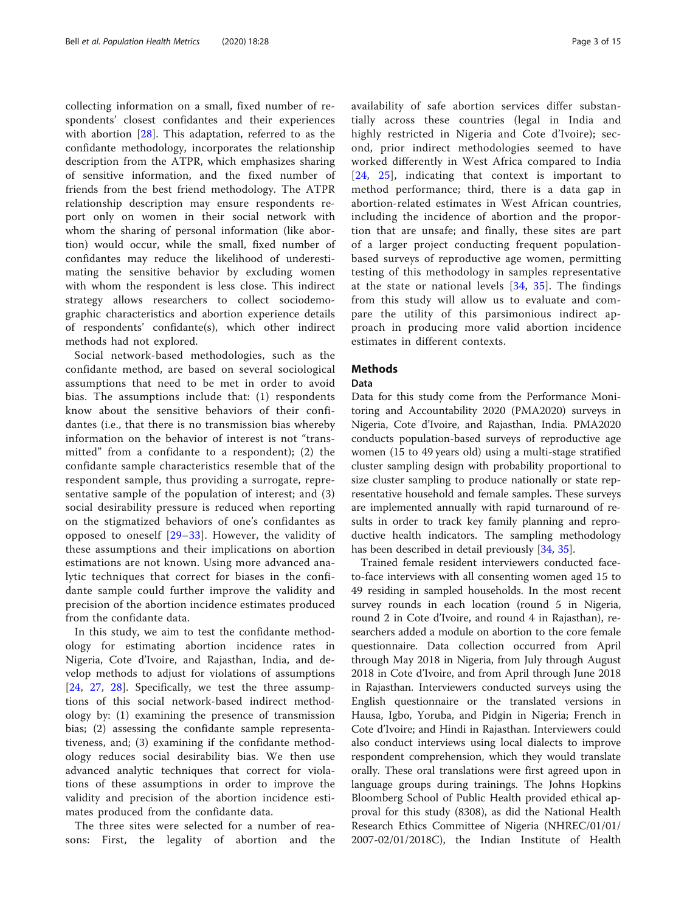collecting information on a small, fixed number of respondents' closest confidantes and their experiences with abortion [28]. This adaptation, referred to as the confidante methodology, incorporates the relationship description from the ATPR, which emphasizes sharing of sensitive information, and the fixed number of friends from the best friend methodology. The ATPR relationship description may ensure respondents report only on women in their social network with whom the sharing of personal information (like abortion) would occur, while the small, fixed number of confidantes may reduce the likelihood of underestimating the sensitive behavior by excluding women with whom the respondent is less close. This indirect strategy allows researchers to collect sociodemographic characteristics and abortion experience details of respondents' confidante(s), which other indirect methods had not explored.

Social network-based methodologies, such as the confidante method, are based on several sociological assumptions that need to be met in order to avoid bias. The assumptions include that: (1) respondents know about the sensitive behaviors of their confidantes (i.e., that there is no transmission bias whereby information on the behavior of interest is not "transmitted" from a confidante to a respondent); (2) the confidante sample characteristics resemble that of the respondent sample, thus providing a surrogate, representative sample of the population of interest; and (3) social desirability pressure is reduced when reporting on the stigmatized behaviors of one's confidantes as opposed to oneself [29–33]. However, the validity of these assumptions and their implications on abortion estimations are not known. Using more advanced analytic techniques that correct for biases in the confidante sample could further improve the validity and precision of the abortion incidence estimates produced from the confidante data.

In this study, we aim to test the confidante methodology for estimating abortion incidence rates in Nigeria, Cote d'Ivoire, and Rajasthan, India, and develop methods to adjust for violations of assumptions [24, 27, 28]. Specifically, we test the three assumptions of this social network-based indirect methodology by: (1) examining the presence of transmission bias; (2) assessing the confidante sample representativeness, and; (3) examining if the confidante methodology reduces social desirability bias. We then use advanced analytic techniques that correct for violations of these assumptions in order to improve the validity and precision of the abortion incidence estimates produced from the confidante data.

The three sites were selected for a number of reasons: First, the legality of abortion and the availability of safe abortion services differ substantially across these countries (legal in India and highly restricted in Nigeria and Cote d'Ivoire); second, prior indirect methodologies seemed to have worked differently in West Africa compared to India [24, 25], indicating that context is important to method performance; third, there is a data gap in abortion-related estimates in West African countries, including the incidence of abortion and the proportion that are unsafe; and finally, these sites are part of a larger project conducting frequent population-based surveys of reproductive age women, permitting testing of this methodology in samples representative at the state or national levels [34, 35]. The findings from this study will allow us to evaluate and compare the utility of this parsimonious indirect approach in producing more valid abortion incidence estimates in different contexts.

## Methods

### Data

Data for this study come from the Performance Monitoring and Accountability 2020 (PMA2020) surveys in Nigeria, Cote d'Ivoire, and Rajasthan, India. PMA2020 conducts population-based surveys of reproductive age women (15 to 49 years old) using a multi-stage stratified cluster sampling design with probability proportional to size cluster sampling to produce nationally or state representative household and female samples. These surveys are implemented annually with rapid turnaround of results in order to track key family planning and reproductive health indicators. The sampling methodology has been described in detail previously [34, 35].

Trained female resident interviewers conducted face-to-face interviews with all consenting women aged 15 to 49 residing in sampled households. In the most recent survey rounds in each location (round 5 in Nigeria, round 2 in Cote d'Ivoire, and round 4 in Rajasthan), researchers added a module on abortion to the core female questionnaire. Data collection occurred from April through May 2018 in Nigeria, from July through August 2018 in Cote d'Ivoire, and from April through June 2018 in Rajasthan. Interviewers conducted surveys using the English questionnaire or the translated versions in Hausa, Igbo, Yoruba, and Pidgin in Nigeria; French in Cote d'Ivoire; and Hindi in Rajasthan. Interviewers could also conduct interviews using local dialects to improve respondent comprehension, which they would translate orally. These oral translations were first agreed upon in language groups during trainings. The Johns Hopkins Bloomberg School of Public Health provided ethical approval for this study (8308), as did the National Health Research Ethics Committee of Nigeria (NHREC/01/01/2007-02/01/2018C), the Indian Institute of Health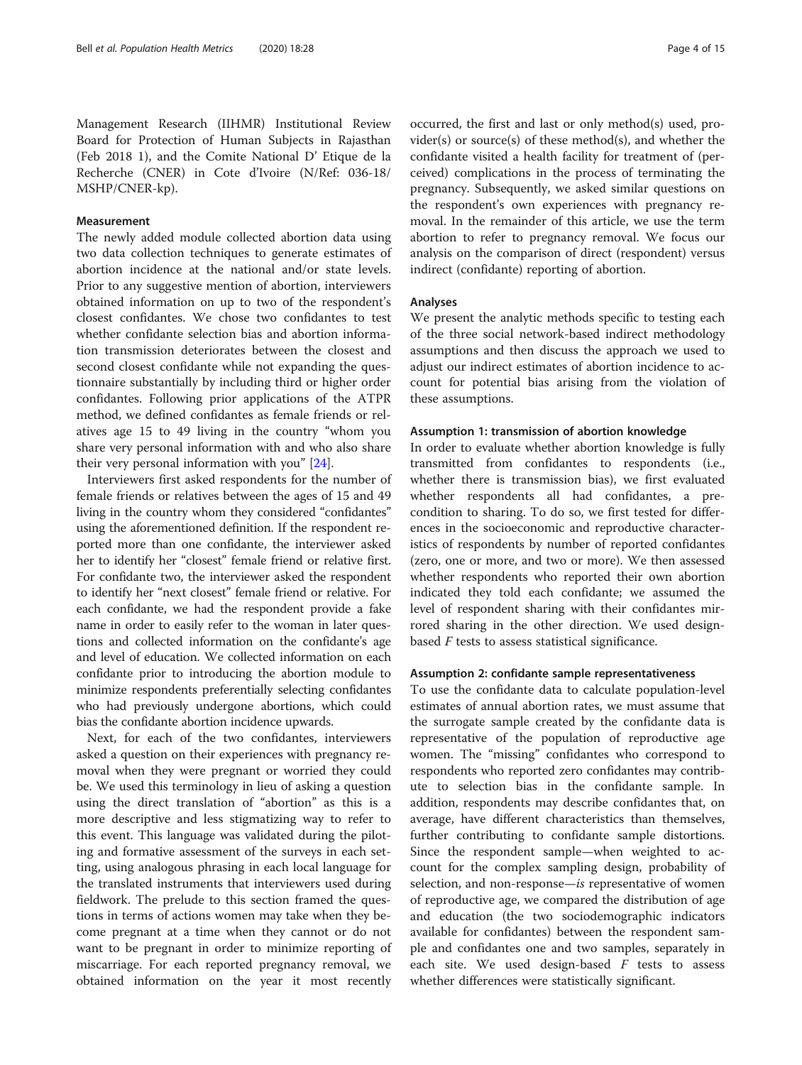Management Research (IIHMR) Institutional Review Board for Protection of Human Subjects in Rajasthan (Feb 2018 1), and the Comite National D' Etique de la Recherche (CNER) in Cote d'Ivoire (N/Ref: 036-18/MSHP/CNER-kp).

### Measurement

The newly added module collected abortion data using two data collection techniques to generate estimates of abortion incidence at the national and/or state levels. Prior to any suggestive mention of abortion, interviewers obtained information on up to two of the respondent's closest confidantes. We chose two confidantes to test whether confidante selection bias and abortion information transmission deteriorates between the closest and second closest confidante while not expanding the questionnaire substantially by including third or higher order confidantes. Following prior applications of the ATPR method, we defined confidantes as female friends or relatives age 15 to 49 living in the country "whom you share very personal information with and who also share their very personal information with you" [24].

Interviewers first asked respondents for the number of female friends or relatives between the ages of 15 and 49 living in the country whom they considered "confidantes" using the aforementioned definition. If the respondent reported more than one confidante, the interviewer asked her to identify her "closest" female friend or relative first. For confidante two, the interviewer asked the respondent to identify her "next closest" female friend and relative. For each confidante, we had the respondent provide a fake name in order to easily refer to the woman in later questions and collected information on the confidante's age and level of education. We collected information on each confidante prior to introducing the abortion module to minimize respondents preferentially selecting confidantes who had previously undergone abortions, which could bias the confidante abortion incidence upwards.

Next, for each of the two confidantes, interviewers asked a question on their experiences with pregnancy removal when they were pregnant or worried they could be. We used this terminology in lieu of asking a question using the direct translation of "abortion" as this is a more descriptive and less stigmatizing way to refer to this event. This language was validated during the piloting and formative assessment of the surveys in each setting, using analogous phrasing in each local language for the translated instruments that interviewers used during fieldwork. The prelude to this section framed the questions in terms of actions women may take when they become pregnant at a time when they cannot or do not want to be pregnant in order to minimize reporting of miscarriage. For each reported pregnancy removal, we obtained information on the year it most recently occurred, the first and last or only method(s) used, provider(s) or source(s) of these method(s), and whether the confidante visited a health facility for treatment of (perceived) complications in the process of terminating the pregnancy. Subsequently, we asked similar questions on the respondent's own experiences with pregnancy removal. In the remainder of this article, we use the term abortion to refer to pregnancy removal. We focus our analysis on the comparison of direct (respondent) versus indirect (confidante) reporting of abortion.

### Analyses

We present the analytic methods specific to testing each of the three social network-based indirect methodology assumptions and then discuss the approach we used to adjust our indirect estimates of abortion incidence to account for potential bias arising from the violation of these assumptions.

#### Assumption 1: transmission of abortion knowledge

In order to evaluate whether abortion knowledge is fully transmitted from confidantes to respondents (i.e., whether there is transmission bias), we first evaluated whether respondents all had confidantes, a precondition to sharing. To do so, we first tested for differences in the socioeconomic and reproductive characteristics of respondents by number of reported confidantes (zero, one or more, and two or more). We then assessed whether respondents who reported their own abortion indicated they told each confidante; we assumed the level of respondent sharing with their confidantes mirrored sharing in the other direction. We used design-based $F$ tests to assess statistical significance.

#### Assumption 2: confidante sample representativeness

To use the confidante data to calculate population-level estimates of annual abortion rates, we must assume that the surrogate sample created by the confidante data is representative of the population of reproductive age women. The "missing" confidantes who correspond to respondents who reported zero confidantes may contribute to selection bias in the confidante sample. In addition, respondents may describe confidantes that, on average, have different characteristics than themselves, further contributing to confidante sample distortions. Since the respondent sample—when weighted to account for the complex sampling design, probability of selection, and non-response—*is* representative of women of reproductive age, we compared the distribution of age and education (the two sociodemographic indicators available for confidantes) between the respondent sample and confidantes one and two samples, separately in each site. We used design-based $F$ tests to assess whether differences were statistically significant.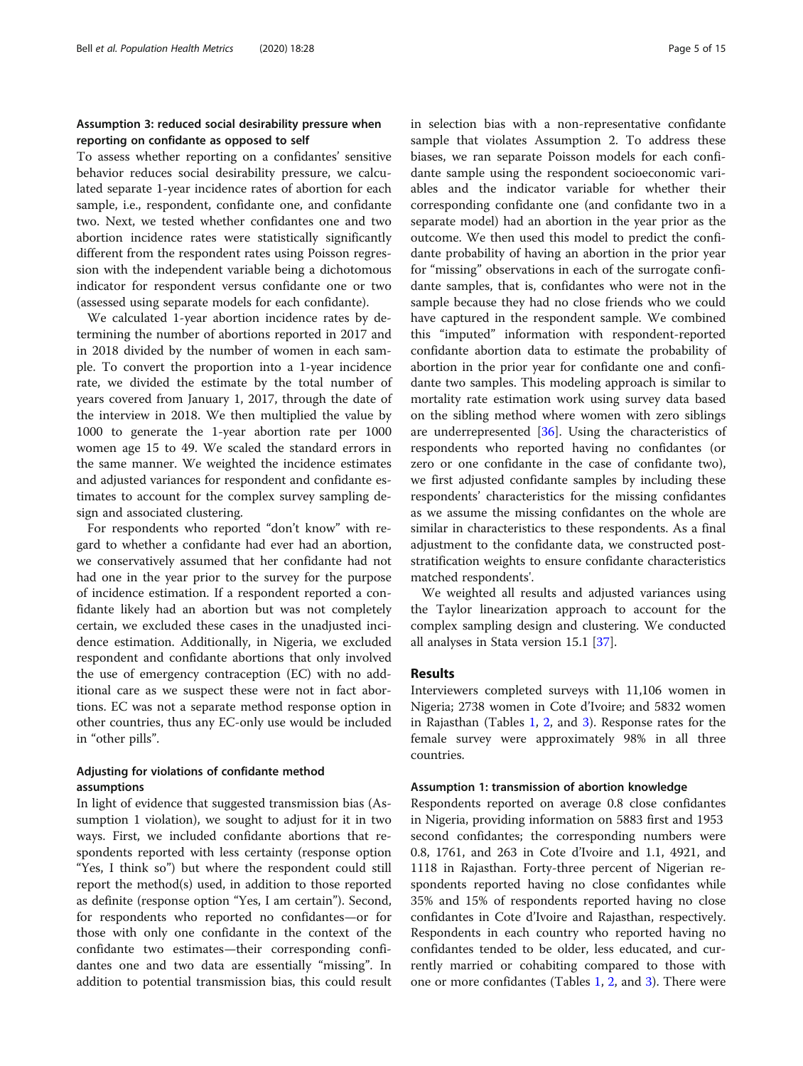### Assumption 3: reduced social desirability pressure when reporting on confidante as opposed to self

To assess whether reporting on a confidantes' sensitive behavior reduces social desirability pressure, we calculated separate 1-year incidence rates of abortion for each sample, i.e., respondent, confidante one, and confidante two. Next, we tested whether confidantes one and two abortion incidence rates were statistically significantly different from the respondent rates using Poisson regression with the independent variable being a dichotomous indicator for respondent versus confidante one or two (assessed using separate models for each confidante).

We calculated 1-year abortion incidence rates by determining the number of abortions reported in 2017 and in 2018 divided by the number of women in each sample. To convert the proportion into a 1-year incidence rate, we divided the estimate by the total number of years covered from January 1, 2017, through the date of the interview in 2018. We then multiplied the value by 1000 to generate the 1-year abortion rate per 1000 women age 15 to 49. We scaled the standard errors in the same manner. We weighted the incidence estimates and adjusted variances for respondent and confidante estimates to account for the complex survey sampling design and associated clustering.

For respondents who reported "don't know" with regard to whether a confidante had ever had an abortion, we conservatively assumed that her confidante had not had one in the year prior to the survey for the purpose of incidence estimation. If a respondent reported a confidante likely had an abortion but was not completely certain, we excluded these cases in the unadjusted incidence estimation. Additionally, in Nigeria, we excluded respondent and confidante abortions that only involved the use of emergency contraception (EC) with no additional care as we suspect these were not in fact abortions. EC was not a separate method response option in other countries, thus any EC-only use would be included in "other pills".

### Adjusting for violations of confidante method assumptions

In light of evidence that suggested transmission bias (Assumption 1 violation), we sought to adjust for it in two ways. First, we included confidante abortions that respondents reported with less certainty (response option "Yes, I think so") but where the respondent could still report the method(s) used, in addition to those reported as definite (response option "Yes, I am certain"). Second, for respondents who reported no confidantes—or for those with only one confidante in the context of the confidante two estimates—their corresponding confidantes one and two data are essentially "missing". In addition to potential transmission bias, this could result in selection bias with a non-representative confidante sample that violates Assumption 2. To address these biases, we ran separate Poisson models for each confidante sample using the respondent socioeconomic variables and the indicator variable for whether their corresponding confidante one (and confidante two in a separate model) had an abortion in the year prior as the outcome. We then used this model to predict the confidante probability of having an abortion in the prior year for "missing" observations in each of the surrogate confidante samples, that is, confidantes who were not in the sample because they had no close friends who we could have captured in the respondent sample. We combined this "imputed" information with respondent-reported confidante abortion data to estimate the probability of abortion in the prior year for confidante one and confidante two samples. This modeling approach is similar to mortality rate estimation work using survey data based on the sibling method where women with zero siblings are underrepresented [36]. Using the characteristics of respondents who reported having no confidantes (or zero or one confidante in the case of confidante two), we first adjusted confidante samples by including these respondents' characteristics for the missing confidantes as we assume the missing confidantes on the whole are similar in characteristics to these respondents. As a final adjustment to the confidante data, we constructed post-stratification weights to ensure confidante characteristics matched respondents'.

We weighted all results and adjusted variances using the Taylor linearization approach to account for the complex sampling design and clustering. We conducted all analyses in Stata version 15.1 [37].

## Results

Interviewers completed surveys with 11,106 women in Nigeria; 2738 women in Cote d'Ivoire; and 5832 women in Rajasthan (Tables 1, 2, and 3). Response rates for the female survey were approximately 98% in all three countries.

### Assumption 1: transmission of abortion knowledge

Respondents reported on average 0.8 close confidantes in Nigeria, providing information on 5883 first and 1953 second confidantes; the corresponding numbers were 0.8, 1761, and 263 in Cote d'Ivoire and 1.1, 4921, and 1118 in Rajasthan. Forty-three percent of Nigerian respondents reported having no close confidantes while 35% and 15% of respondents reported having no close confidantes in Cote d'Ivoire and Rajasthan, respectively. Respondents in each country who reported having no confidantes tended to be older, less educated, and currently married or cohabiting compared to those with one or more confidantes (Tables 1, 2, and 3). There were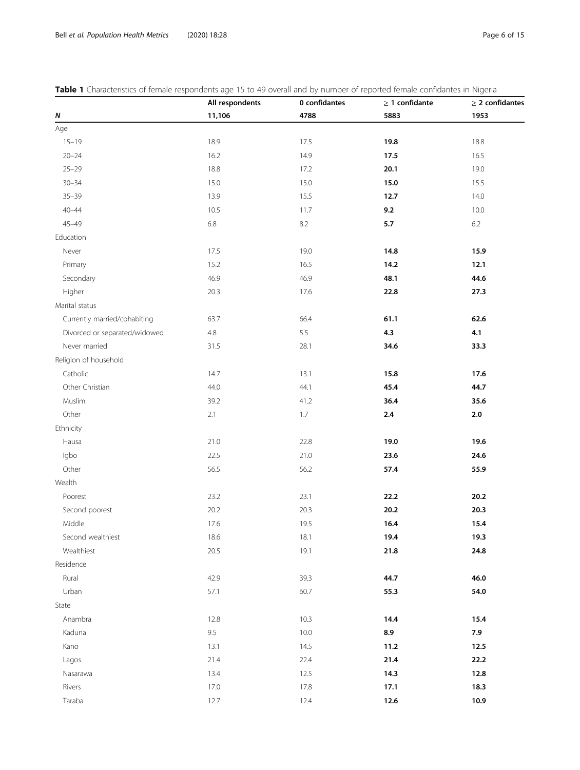**Table 1** Characteristics of female respondents age 15 to 49 overall and by number of reported female confidantes in Nigeria

| | All respondents | 0 confidantes | ≥ 1 confidante | ≥ 2 confidantes |
|---|---|---|---|---|
| ***N*** | **11,106** | **4788** | **5883** | **1953** |
| Age | | | | |
| 15–19 | 18.9 | 17.5 | **19.8** | 18.8 |
| 20–24 | 16.2 | 14.9 | **17.5** | 16.5 |
| 25–29 | 18.8 | 17.2 | **20.1** | 19.0 |
| 30–34 | 15.0 | 15.0 | **15.0** | 15.5 |
| 35–39 | 13.9 | 15.5 | **12.7** | 14.0 |
| 40–44 | 10.5 | 11.7 | **9.2** | 10.0 |
| 45–49 | 6.8 | 8.2 | **5.7** | 6.2 |
| Education | | | | |
| Never | 17.5 | 19.0 | **14.8** | **15.9** |
| Primary | 15.2 | 16.5 | **14.2** | **12.1** |
| Secondary | 46.9 | 46.9 | **48.1** | **44.6** |
| Higher | 20.3 | 17.6 | **22.8** | **27.3** |
| Marital status | | | | |
| Currently married/cohabiting | 63.7 | 66.4 | **61.1** | **62.6** |
| Divorced or separated/widowed | 4.8 | 5.5 | **4.3** | **4.1** |
| Never married | 31.5 | 28.1 | **34.6** | **33.3** |
| Religion of household | | | | |
| Catholic | 14.7 | 13.1 | **15.8** | **17.6** |
| Other Christian | 44.0 | 44.1 | **45.4** | **44.7** |
| Muslim | 39.2 | 41.2 | **36.4** | **35.6** |
| Other | 2.1 | 1.7 | **2.4** | **2.0** |
| Ethnicity | | | | |
| Hausa | 21.0 | 22.8 | **19.0** | **19.6** |
| Igbo | 22.5 | 21.0 | **23.6** | **24.6** |
| Other | 56.5 | 56.2 | **57.4** | **55.9** |
| Wealth | | | | |
| Poorest | 23.2 | 23.1 | **22.2** | **20.2** |
| Second poorest | 20.2 | 20.3 | **20.2** | **20.3** |
| Middle | 17.6 | 19.5 | **16.4** | **15.4** |
| Second wealthiest | 18.6 | 18.1 | **19.4** | **19.3** |
| Wealthiest | 20.5 | 19.1 | **21.8** | **24.8** |
| Residence | | | | |
| Rural | 42.9 | 39.3 | **44.7** | **46.0** |
| Urban | 57.1 | 60.7 | **55.3** | **54.0** |
| State | | | | |
| Anambra | 12.8 | 10.3 | **14.4** | **15.4** |
| Kaduna | 9.5 | 10.0 | **8.9** | **7.9** |
| Kano | 13.1 | 14.5 | **11.2** | **12.5** |
| Lagos | 21.4 | 22.4 | **21.4** | **22.2** |
| Nasarawa | 13.4 | 12.5 | **14.3** | **12.8** |
| Rivers | 17.0 | 17.8 | **17.1** | **18.3** |
| Taraba | 12.7 | 12.4 | **12.6** | **10.9** |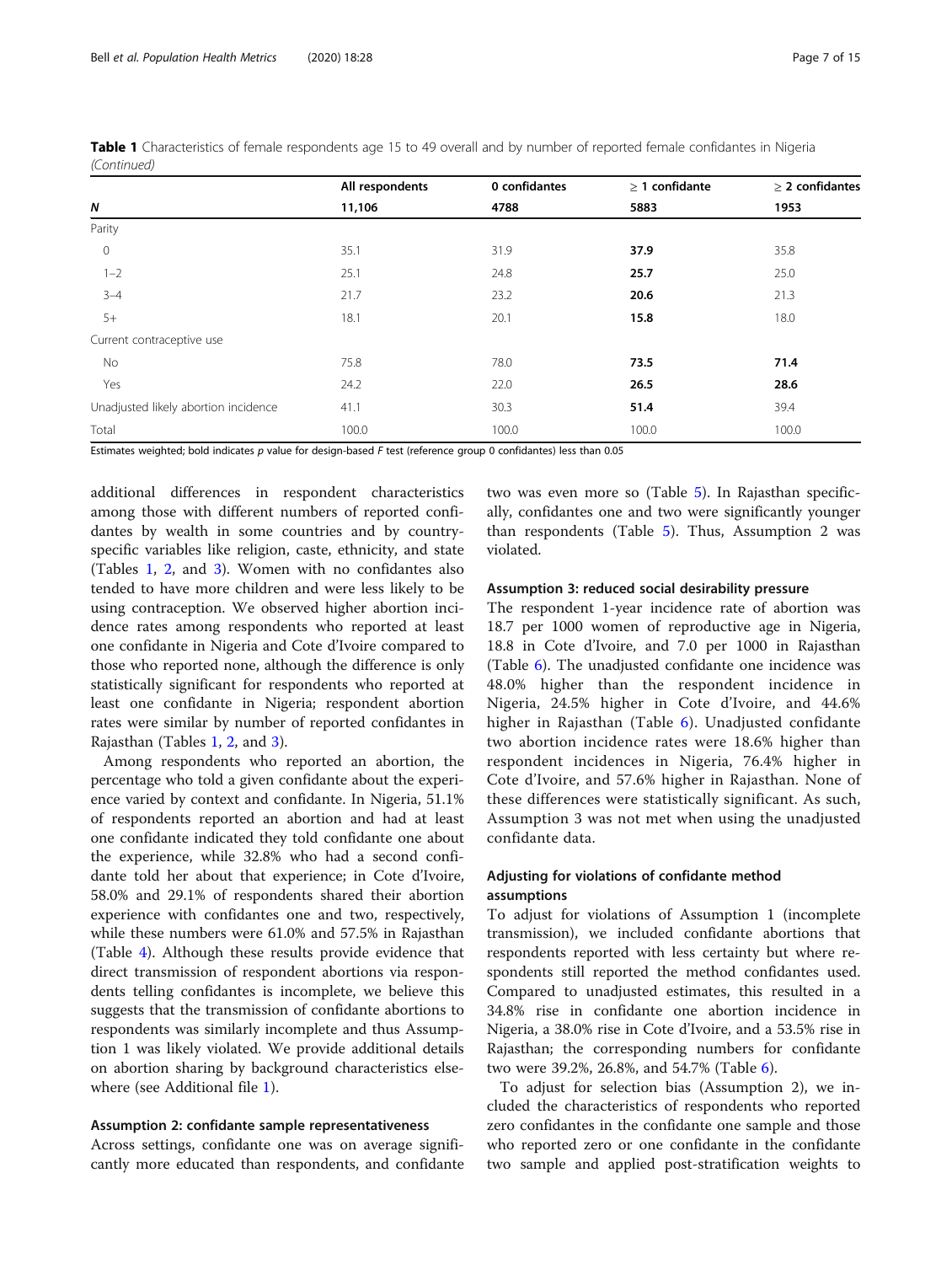**Table 1** Characteristics of female respondents age 15 to 49 overall and by number of reported female confidantes in Nigeria *(Continued)*

| *N* | All respondents 11,106 | 0 confidantes 4788 | ≥ 1 confidante 5883 | ≥ 2 confidantes 1953 |
|---|---|---|---|---|
| Parity | | | | |
| 0 | 35.1 | 31.9 | **37.9** | 35.8 |
| 1–2 | 25.1 | 24.8 | **25.7** | 25.0 |
| 3–4 | 21.7 | 23.2 | **20.6** | 21.3 |
| 5+ | 18.1 | 20.1 | **15.8** | 18.0 |
| Current contraceptive use | | | | |
| No | 75.8 | 78.0 | **73.5** | **71.4** |
| Yes | 24.2 | 22.0 | **26.5** | **28.6** |
| Unadjusted likely abortion incidence | 41.1 | 30.3 | **51.4** | 39.4 |
| Total | 100.0 | 100.0 | 100.0 | 100.0 |

Estimates weighted; bold indicates *p* value for design-based *F* test (reference group 0 confidantes) less than 0.05

additional differences in respondent characteristics among those with different numbers of reported confidantes by wealth in some countries and by country-specific variables like religion, caste, ethnicity, and state (Tables 1, 2, and 3). Women with no confidantes also tended to have more children and were less likely to be using contraception. We observed higher abortion incidence rates among respondents who reported at least one confidante in Nigeria and Cote d'Ivoire compared to those who reported none, although the difference is only statistically significant for respondents who reported at least one confidante in Nigeria; respondent abortion rates were similar by number of reported confidantes in Rajasthan (Tables 1, 2, and 3).

Among respondents who reported an abortion, the percentage who told a given confidante about the experience varied by context and confidante. In Nigeria, 51.1% of respondents reported an abortion and had at least one confidante indicated they told confidante one about the experience, while 32.8% who had a second confidante told her about that experience; in Cote d'Ivoire, 58.0% and 29.1% of respondents shared their abortion experience with confidantes one and two, respectively, while these numbers were 61.0% and 57.5% in Rajasthan (Table 4). Although these results provide evidence that direct transmission of respondent abortions via respondents telling confidantes is incomplete, we believe this suggests that the transmission of confidante abortions to respondents was similarly incomplete and thus Assumption 1 was likely violated. We provide additional details on abortion sharing by background characteristics elsewhere (see Additional file 1).

### Assumption 2: confidante sample representativeness

Across settings, confidante one was on average significantly more educated than respondents, and confidante two was even more so (Table 5). In Rajasthan specifically, confidantes one and two were significantly younger than respondents (Table 5). Thus, Assumption 2 was violated.

### Assumption 3: reduced social desirability pressure

The respondent 1-year incidence rate of abortion was 18.7 per 1000 women of reproductive age in Nigeria, 18.8 in Cote d'Ivoire, and 7.0 per 1000 in Rajasthan (Table 6). The unadjusted confidante one incidence was 48.0% higher than the respondent incidence in Nigeria, 24.5% higher in Cote d'Ivoire, and 44.6% higher in Rajasthan (Table 6). Unadjusted confidante two abortion incidence rates were 18.6% higher than respondent incidences in Nigeria, 76.4% higher in Cote d'Ivoire, and 57.6% higher in Rajasthan. None of these differences were statistically significant. As such, Assumption 3 was not met when using the unadjusted confidante data.

## Adjusting for violations of confidante method assumptions

To adjust for violations of Assumption 1 (incomplete transmission), we included confidante abortions that respondents reported with less certainty but where respondents still reported the method confidantes used. Compared to unadjusted estimates, this resulted in a 34.8% rise in confidante one abortion incidence in Nigeria, a 38.0% rise in Cote d'Ivoire, and a 53.5% rise in Rajasthan; the corresponding numbers for confidante two were 39.2%, 26.8%, and 54.7% (Table 6).

To adjust for selection bias (Assumption 2), we included the characteristics of respondents who reported zero confidantes in the confidante one sample and those who reported zero or one confidante in the confidante two sample and applied post-stratification weights to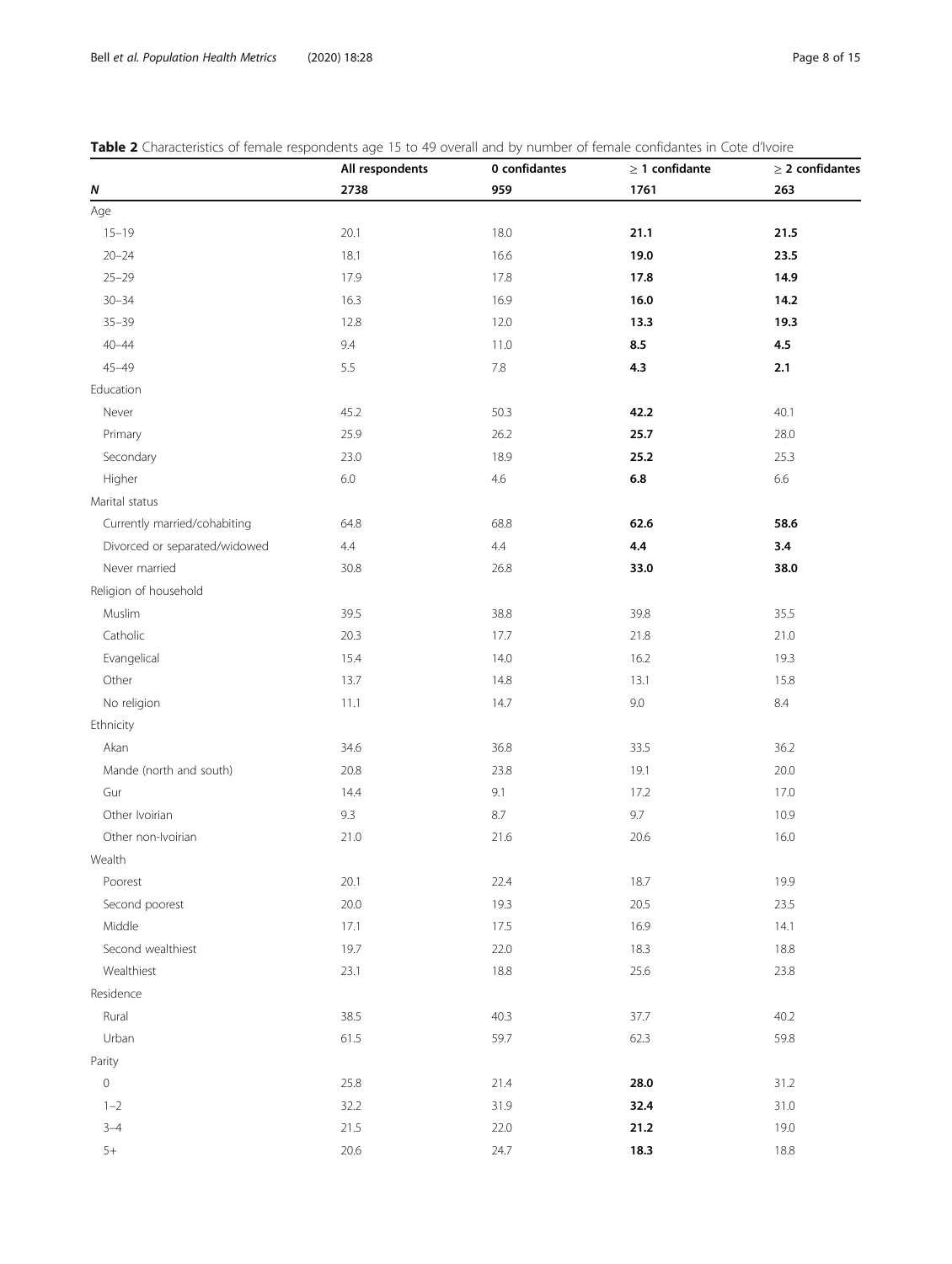**Table 2** Characteristics of female respondents age 15 to 49 overall and by number of female confidantes in Cote d'Ivoire

| | All respondents | 0 confidantes | ≥ 1 confidante | ≥ 2 confidantes |
|---|---|---|---|---|
| ***N*** | **2738** | **959** | **1761** | **263** |
| Age | | | | |
| 15–19 | 20.1 | 18.0 | **21.1** | **21.5** |
| 20–24 | 18.1 | 16.6 | **19.0** | **23.5** |
| 25–29 | 17.9 | 17.8 | **17.8** | **14.9** |
| 30–34 | 16.3 | 16.9 | **16.0** | **14.2** |
| 35–39 | 12.8 | 12.0 | **13.3** | **19.3** |
| 40–44 | 9.4 | 11.0 | **8.5** | **4.5** |
| 45–49 | 5.5 | 7.8 | **4.3** | **2.1** |
| Education | | | | |
| Never | 45.2 | 50.3 | **42.2** | 40.1 |
| Primary | 25.9 | 26.2 | **25.7** | 28.0 |
| Secondary | 23.0 | 18.9 | **25.2** | 25.3 |
| Higher | 6.0 | 4.6 | **6.8** | 6.6 |
| Marital status | | | | |
| Currently married/cohabiting | 64.8 | 68.8 | **62.6** | **58.6** |
| Divorced or separated/widowed | 4.4 | 4.4 | **4.4** | **3.4** |
| Never married | 30.8 | 26.8 | **33.0** | **38.0** |
| Religion of household | | | | |
| Muslim | 39.5 | 38.8 | 39.8 | 35.5 |
| Catholic | 20.3 | 17.7 | 21.8 | 21.0 |
| Evangelical | 15.4 | 14.0 | 16.2 | 19.3 |
| Other | 13.7 | 14.8 | 13.1 | 15.8 |
| No religion | 11.1 | 14.7 | 9.0 | 8.4 |
| Ethnicity | | | | |
| Akan | 34.6 | 36.8 | 33.5 | 36.2 |
| Mande (north and south) | 20.8 | 23.8 | 19.1 | 20.0 |
| Gur | 14.4 | 9.1 | 17.2 | 17.0 |
| Other Ivoirian | 9.3 | 8.7 | 9.7 | 10.9 |
| Other non-Ivoirian | 21.0 | 21.6 | 20.6 | 16.0 |
| Wealth | | | | |
| Poorest | 20.1 | 22.4 | 18.7 | 19.9 |
| Second poorest | 20.0 | 19.3 | 20.5 | 23.5 |
| Middle | 17.1 | 17.5 | 16.9 | 14.1 |
| Second wealthiest | 19.7 | 22.0 | 18.3 | 18.8 |
| Wealthiest | 23.1 | 18.8 | 25.6 | 23.8 |
| Residence | | | | |
| Rural | 38.5 | 40.3 | 37.7 | 40.2 |
| Urban | 61.5 | 59.7 | 62.3 | 59.8 |
| Parity | | | | |
| 0 | 25.8 | 21.4 | **28.0** | 31.2 |
| 1–2 | 32.2 | 31.9 | **32.4** | 31.0 |
| 3–4 | 21.5 | 22.0 | **21.2** | 19.0 |
| 5+ | 20.6 | 24.7 | **18.3** | 18.8 |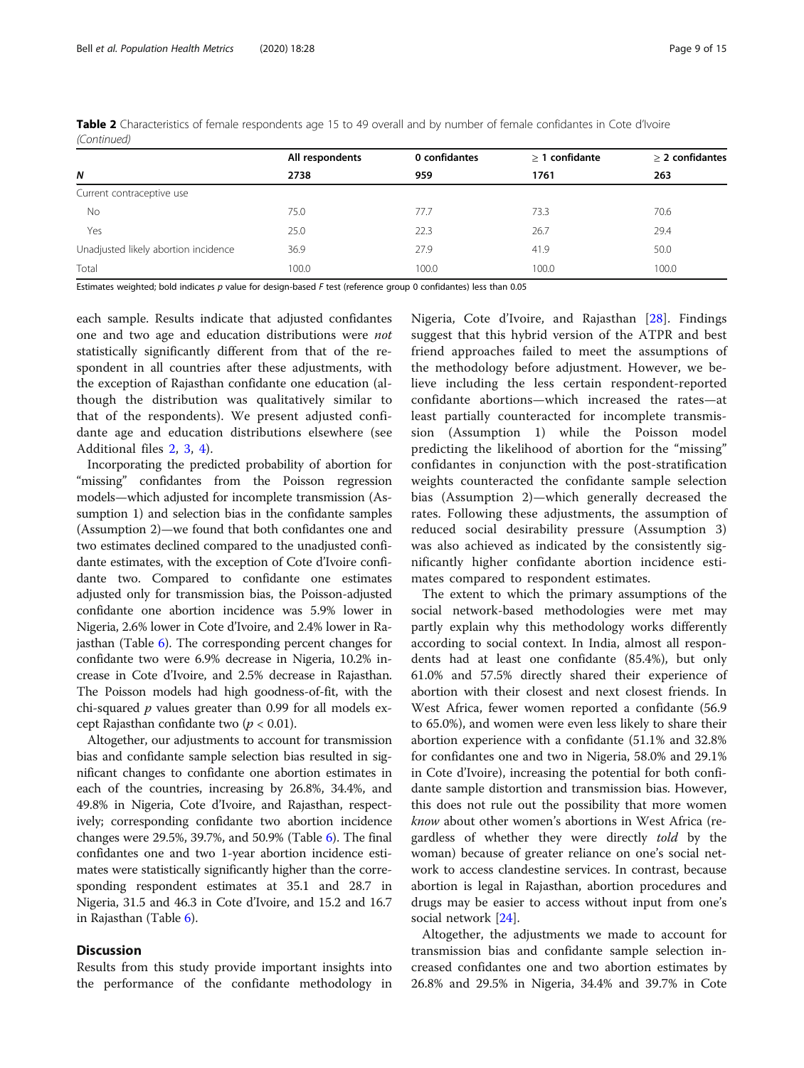**Table 2** Characteristics of female respondents age 15 to 49 overall and by number of female confidantes in Cote d'Ivoire *(Continued)*

| | All respondents | 0 confidantes | ≥ 1 confidante | ≥ 2 confidantes |
|---|---|---|---|---|
| ***N*** | **2738** | **959** | **1761** | **263** |
| Current contraceptive use | | | | |
| No | 75.0 | 77.7 | 73.3 | 70.6 |
| Yes | 25.0 | 22.3 | 26.7 | 29.4 |
| Unadjusted likely abortion incidence | 36.9 | 27.9 | 41.9 | 50.0 |
| Total | 100.0 | 100.0 | 100.0 | 100.0 |

Estimates weighted; bold indicates *p* value for design-based *F* test (reference group 0 confidantes) less than 0.05

each sample. Results indicate that adjusted confidantes one and two age and education distributions were *not* statistically significantly different from that of the respondent in all countries after these adjustments, with the exception of Rajasthan confidante one education (although the distribution was qualitatively similar to that of the respondents). We present adjusted confidante age and education distributions elsewhere (see Additional files 2, 3, 4).

Incorporating the predicted probability of abortion for "missing" confidantes from the Poisson regression models—which adjusted for incomplete transmission (Assumption 1) and selection bias in the confidante samples (Assumption 2)—we found that both confidantes one and two estimates declined compared to the unadjusted confidante estimates, with the exception of Cote d'Ivoire confidante two. Compared to confidante one estimates adjusted only for transmission bias, the Poisson-adjusted confidante one abortion incidence was 5.9% lower in Nigeria, 2.6% lower in Cote d'Ivoire, and 2.4% lower in Rajasthan (Table 6). The corresponding percent changes for confidante two were 6.9% decrease in Nigeria, 10.2% increase in Cote d'Ivoire, and 2.5% decrease in Rajasthan. The Poisson models had high goodness-of-fit, with the chi-squared $p$ values greater than 0.99 for all models except Rajasthan confidante two ($p < 0.01$).

Altogether, our adjustments to account for transmission bias and confidante sample selection bias resulted in significant changes to confidante one abortion estimates in each of the countries, increasing by 26.8%, 34.4%, and 49.8% in Nigeria, Cote d'Ivoire, and Rajasthan, respectively; corresponding confidante two abortion incidence changes were 29.5%, 39.7%, and 50.9% (Table 6). The final confidantes one and two 1-year abortion incidence estimates were statistically significantly higher than the corresponding respondent estimates at 35.1 and 28.7 in Nigeria, 31.5 and 46.3 in Cote d'Ivoire, and 15.2 and 16.7 in Rajasthan (Table 6).

## Discussion

Results from this study provide important insights into the performance of the confidante methodology in Nigeria, Cote d'Ivoire, and Rajasthan [28]. Findings suggest that this hybrid version of the ATPR and best friend approaches failed to meet the assumptions of the methodology before adjustment. However, we believe including the less certain respondent-reported confidante abortions—which increased the rates—at least partially counteracted for incomplete transmission (Assumption 1) while the Poisson model predicting the likelihood of abortion for the "missing" confidantes in conjunction with the post-stratification weights counteracted the confidante sample selection bias (Assumption 2)—which generally decreased the rates. Following these adjustments, the assumption of reduced social desirability pressure (Assumption 3) was also achieved as indicated by the consistently significantly higher confidante abortion incidence estimates compared to respondent estimates.

The extent to which the primary assumptions of the social network-based methodologies were met may partly explain why this methodology works differently according to social context. In India, almost all respondents had at least one confidante (85.4%), but only 61.0% and 57.5% directly shared their experience of abortion with their closest and next closest friends. In West Africa, fewer women reported a confidante (56.9 to 65.0%), and women were even less likely to share their abortion experience with a confidante (51.1% and 32.8% for confidantes one and two in Nigeria, 58.0% and 29.1% in Cote d'Ivoire), increasing the potential for both confidante sample distortion and transmission bias. However, this does not rule out the possibility that more women *know* about other women's abortions in West Africa (regardless of whether they were directly *told* by the woman) because of greater reliance on one's social network to access clandestine services. In contrast, because abortion is legal in Rajasthan, abortion procedures and drugs may be easier to access without input from one's social network [24].

Altogether, the adjustments we made to account for transmission bias and confidante sample selection increased confidantes one and two abortion estimates by 26.8% and 29.5% in Nigeria, 34.4% and 39.7% in Cote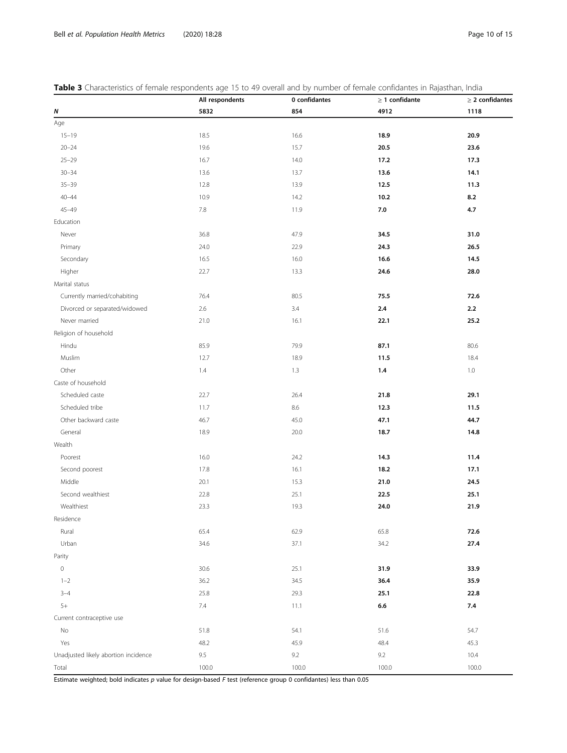**Table 3** Characteristics of female respondents age 15 to 49 overall and by number of female confidantes in Rajasthan, India

| | All respondents | 0 confidantes | ≥ 1 confidante | ≥ 2 confidantes |
|---|---|---|---|---|
| ***N*** | **5832** | **854** | **4912** | **1118** |
| Age | | | | |
| 15–19 | 18.5 | 16.6 | **18.9** | **20.9** |
| 20–24 | 19.6 | 15.7 | **20.5** | **23.6** |
| 25–29 | 16.7 | 14.0 | **17.2** | **17.3** |
| 30–34 | 13.6 | 13.7 | **13.6** | **14.1** |
| 35–39 | 12.8 | 13.9 | **12.5** | **11.3** |
| 40–44 | 10.9 | 14.2 | **10.2** | **8.2** |
| 45–49 | 7.8 | 11.9 | **7.0** | **4.7** |
| Education | | | | |
| Never | 36.8 | 47.9 | **34.5** | **31.0** |
| Primary | 24.0 | 22.9 | **24.3** | **26.5** |
| Secondary | 16.5 | 16.0 | **16.6** | **14.5** |
| Higher | 22.7 | 13.3 | **24.6** | **28.0** |
| Marital status | | | | |
| Currently married/cohabiting | 76.4 | 80.5 | **75.5** | **72.6** |
| Divorced or separated/widowed | 2.6 | 3.4 | **2.4** | **2.2** |
| Never married | 21.0 | 16.1 | **22.1** | **25.2** |
| Religion of household | | | | |
| Hindu | 85.9 | 79.9 | **87.1** | 80.6 |
| Muslim | 12.7 | 18.9 | **11.5** | 18.4 |
| Other | 1.4 | 1.3 | **1.4** | 1.0 |
| Caste of household | | | | |
| Scheduled caste | 22.7 | 26.4 | **21.8** | **29.1** |
| Scheduled tribe | 11.7 | 8.6 | **12.3** | **11.5** |
| Other backward caste | 46.7 | 45.0 | **47.1** | **44.7** |
| General | 18.9 | 20.0 | **18.7** | **14.8** |
| Wealth | | | | |
| Poorest | 16.0 | 24.2 | **14.3** | **11.4** |
| Second poorest | 17.8 | 16.1 | **18.2** | **17.1** |
| Middle | 20.1 | 15.3 | **21.0** | **24.5** |
| Second wealthiest | 22.8 | 25.1 | **22.5** | **25.1** |
| Wealthiest | 23.3 | 19.3 | **24.0** | **21.9** |
| Residence | | | | |
| Rural | 65.4 | 62.9 | 65.8 | **72.6** |
| Urban | 34.6 | 37.1 | 34.2 | **27.4** |
| Parity | | | | |
| 0 | 30.6 | 25.1 | **31.9** | **33.9** |
| 1–2 | 36.2 | 34.5 | **36.4** | **35.9** |
| 3–4 | 25.8 | 29.3 | **25.1** | **22.8** |
| 5+ | 7.4 | 11.1 | **6.6** | **7.4** |
| Current contraceptive use | | | | |
| No | 51.8 | 54.1 | 51.6 | 54.7 |
| Yes | 48.2 | 45.9 | 48.4 | 45.3 |
| Unadjusted likely abortion incidence | 9.5 | 9.2 | 9.2 | 10.4 |
| Total | 100.0 | 100.0 | 100.0 | 100.0 |

Estimate weighted; bold indicates *p* value for design-based *F* test (reference group 0 confidantes) less than 0.05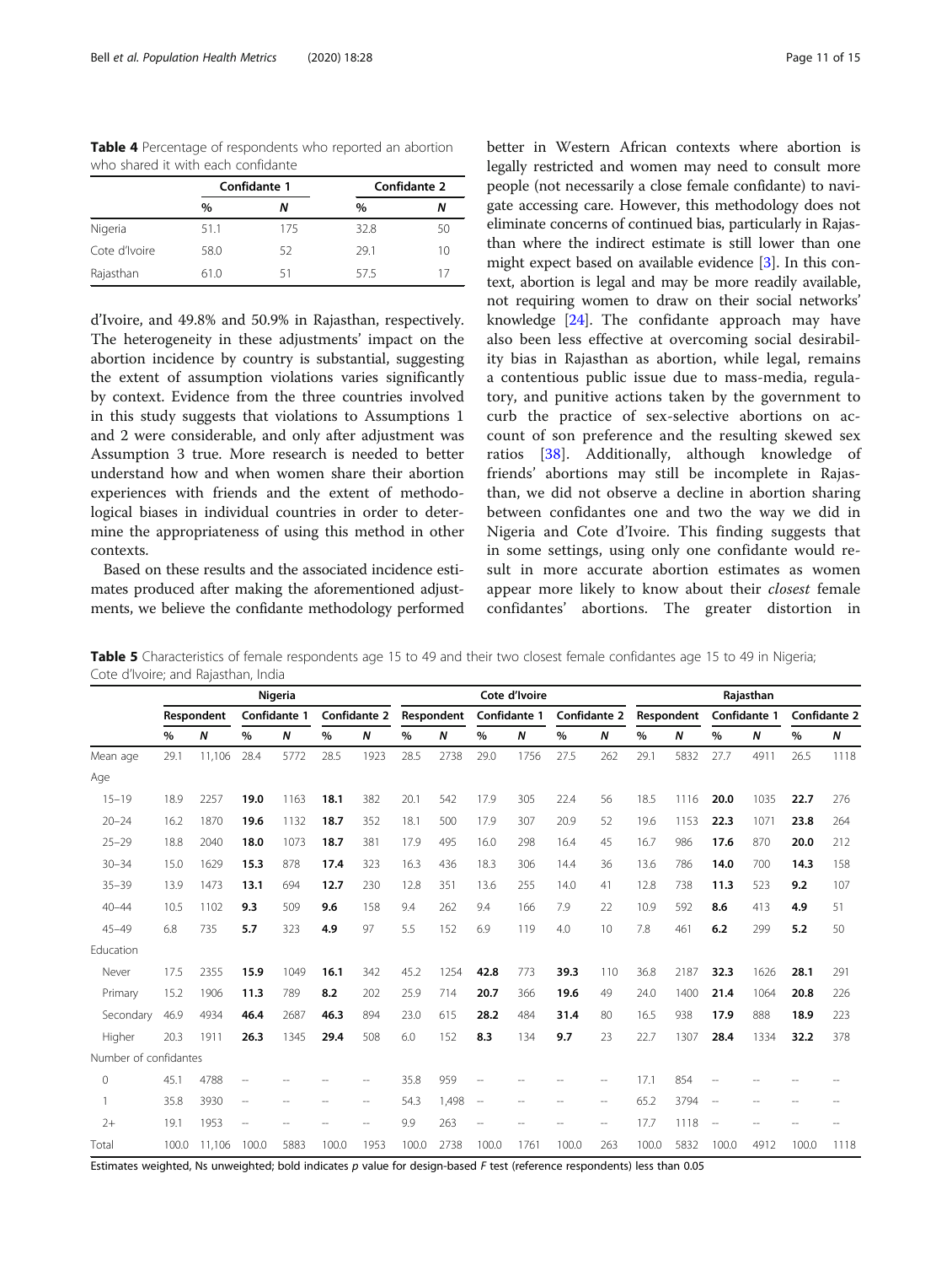**Table 4** Percentage of respondents who reported an abortion who shared it with each confidante

| | Confidante 1 | | Confidante 2 | |
|---|---|---|---|---|
| | % | *N* | % | *N* |
| Nigeria | 51.1 | 175 | 32.8 | 50 |
| Cote d'Ivoire | 58.0 | 52 | 29.1 | 10 |
| Rajasthan | 61.0 | 51 | 57.5 | 17 |

d'Ivoire, and 49.8% and 50.9% in Rajasthan, respectively. The heterogeneity in these adjustments' impact on the abortion incidence by country is substantial, suggesting the extent of assumption violations varies significantly by context. Evidence from the three countries involved in this study suggests that violations to Assumptions 1 and 2 were considerable, and only after adjustment was Assumption 3 true. More research is needed to better understand how and when women share their abortion experiences with friends and the extent of methodological biases in individual countries in order to determine the appropriateness of using this method in other contexts.

Based on these results and the associated incidence estimates produced after making the aforementioned adjustments, we believe the confidante methodology performed better in Western African contexts where abortion is legally restricted and women may need to consult more people (not necessarily a close female confidante) to navigate accessing care. However, this methodology does not eliminate concerns of continued bias, particularly in Rajasthan where the indirect estimate is still lower than one might expect based on available evidence [3]. In this context, abortion is legal and may be more readily available, not requiring women to draw on their social networks' knowledge [24]. The confidante approach may have also been less effective at overcoming social desirability bias in Rajasthan as abortion, while legal, remains a contentious public issue due to mass-media, regulatory, and punitive actions taken by the government to curb the practice of sex-selective abortions on account of son preference and the resulting skewed sex ratios [38]. Additionally, although knowledge of friends' abortions may still be incomplete in Rajasthan, we did not observe a decline in abortion sharing between confidantes one and two the way we did in Nigeria and Cote d'Ivoire. This finding suggests that in some settings, using only one confidante would result in more accurate abortion estimates as women appear more likely to know about their *closest* female confidantes' abortions. The greater distortion in

**Table 5** Characteristics of female respondents age 15 to 49 and their two closest female confidantes age 15 to 49 in Nigeria; Cote d'Ivoire; and Rajasthan, India

| | Nigeria | | | | | | Cote d'Ivoire | | | | | | Rajasthan | | | | | |
|---|---|---|---|---|---|---|---|---|---|---|---|---|---|---|---|---|---|---|
| | Respondent | | Confidante 1 | | Confidante 2 | | Respondent | | Confidante 1 | | Confidante 2 | | Respondent | | Confidante 1 | | Confidante 2 | |
| | % | *N* | % | *N* | % | *N* | % | *N* | % | *N* | % | *N* | % | *N* | % | *N* | % | *N* |
| Mean age | 29.1 | 11,106 | 28.4 | 5772 | 28.5 | 1923 | 28.5 | 2738 | 29.0 | 1756 | 27.5 | 262 | 29.1 | 5832 | 27.7 | 4911 | 26.5 | 1118 |
| Age | | | | | | | | | | | | | | | | | | |
| 15–19 | 18.9 | 2257 | **19.0** | 1163 | **18.1** | 382 | 20.1 | 542 | 17.9 | 305 | 22.4 | 56 | 18.5 | 1116 | **20.0** | 1035 | **22.7** | 276 |
| 20–24 | 16.2 | 1870 | **19.6** | 1132 | **18.7** | 352 | 18.1 | 500 | 17.9 | 307 | 20.9 | 52 | 19.6 | 1153 | **22.3** | 1071 | **23.8** | 264 |
| 25–29 | 18.8 | 2040 | **18.0** | 1073 | **18.7** | 381 | 17.9 | 495 | 16.0 | 298 | 16.4 | 45 | 16.7 | 986 | **17.6** | 870 | **20.0** | 212 |
| 30–34 | 15.0 | 1629 | **15.3** | 878 | **17.4** | 323 | 16.3 | 436 | 18.3 | 306 | 14.4 | 36 | 13.6 | 786 | **14.0** | 700 | **14.3** | 158 |
| 35–39 | 13.9 | 1473 | **13.1** | 694 | **12.7** | 230 | 12.8 | 351 | 13.6 | 255 | 14.0 | 41 | 12.8 | 738 | **11.3** | 523 | **9.2** | 107 |
| 40–44 | 10.5 | 1102 | **9.3** | 509 | **9.6** | 158 | 9.4 | 262 | 9.4 | 166 | 7.9 | 22 | 10.9 | 592 | **8.6** | 413 | **4.9** | 51 |
| 45–49 | 6.8 | 735 | **5.7** | 323 | **4.9** | 97 | 5.5 | 152 | 6.9 | 119 | 4.0 | 10 | 7.8 | 461 | **6.2** | 299 | **5.2** | 50 |
| Education | | | | | | | | | | | | | | | | | | |
| Never | 17.5 | 2355 | **15.9** | 1049 | **16.1** | 342 | 45.2 | 1254 | **42.8** | 773 | **39.3** | 110 | 36.8 | 2187 | **32.3** | 1626 | **28.1** | 291 |
| Primary | 15.2 | 1906 | **11.3** | 789 | **8.2** | 202 | 25.9 | 714 | **20.7** | 366 | **19.6** | 49 | 24.0 | 1400 | **21.4** | 1064 | **20.8** | 226 |
| Secondary | 46.9 | 4934 | **46.4** | 2687 | **46.3** | 894 | 23.0 | 615 | **28.2** | 484 | **31.4** | 80 | 16.5 | 938 | **17.9** | 888 | **18.9** | 223 |
| Higher | 20.3 | 1911 | **26.3** | 1345 | **29.4** | 508 | 6.0 | 152 | **8.3** | 134 | **9.7** | 23 | 22.7 | 1307 | **28.4** | 1334 | **32.2** | 378 |
| Number of confidantes | | | | | | | | | | | | | | | | | | |
| 0 | 45.1 | 4788 | -- | -- | -- | -- | 35.8 | 959 | -- | -- | -- | -- | 17.1 | 854 | -- | -- | -- | -- |
| 1 | 35.8 | 3930 | -- | -- | -- | -- | 54.3 | 1,498 | -- | -- | -- | -- | 65.2 | 3794 | -- | -- | -- | -- |
| 2+ | 19.1 | 1953 | -- | -- | -- | -- | 9.9 | 263 | -- | -- | -- | -- | 17.7 | 1118 | -- | -- | -- | -- |
| Total | 100.0 | 11,106 | 100.0 | 5883 | 100.0 | 1953 | 100.0 | 2738 | 100.0 | 1761 | 100.0 | 263 | 100.0 | 5832 | 100.0 | 4912 | 100.0 | 1118 |

Estimates weighted, Ns unweighted; bold indicates *p* value for design-based *F* test (reference respondents) less than 0.05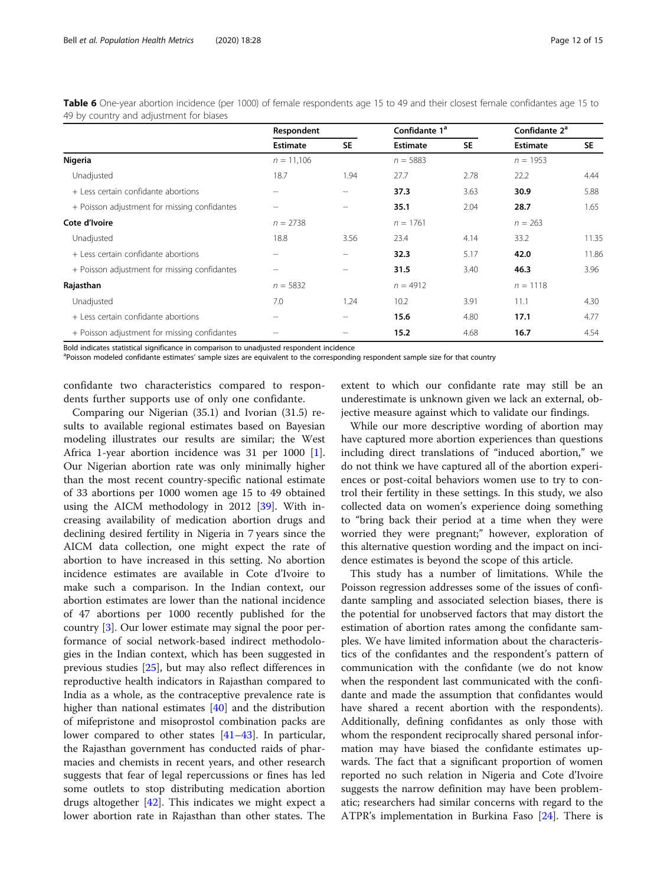**Table 6** One-year abortion incidence (per 1000) of female respondents age 15 to 49 and their closest female confidantes age 15 to 49 by country and adjustment for biases

| | Respondent | | Confidante 1[a] | | Confidante 2[a] | |
|---|---|---|---|---|---|---|
| | Estimate | SE | Estimate | SE | Estimate | SE |
| **Nigeria** | n = 11,106 | | n = 5883 | | n = 1953 | |
| Unadjusted | 18.7 | 1.94 | 27.7 | 2.78 | 22.2 | 4.44 |
| + Less certain confidante abortions | -- | -- | **37.3** | 3.63 | **30.9** | 5.88 |
| + Poisson adjustment for missing confidantes | -- | -- | **35.1** | 2.04 | **28.7** | 1.65 |
| **Cote d'Ivoire** | n = 2738 | | n = 1761 | | n = 263 | |
| Unadjusted | 18.8 | 3.56 | 23.4 | 4.14 | 33.2 | 11.35 |
| + Less certain confidante abortions | -- | -- | **32.3** | 5.17 | **42.0** | 11.86 |
| + Poisson adjustment for missing confidantes | -- | -- | **31.5** | 3.40 | **46.3** | 3.96 |
| **Rajasthan** | n = 5832 | | n = 4912 | | n = 1118 | |
| Unadjusted | 7.0 | 1.24 | 10.2 | 3.91 | 11.1 | 4.30 |
| + Less certain confidante abortions | -- | -- | **15.6** | 4.80 | **17.1** | 4.77 |
| + Poisson adjustment for missing confidantes | -- | -- | **15.2** | 4.68 | **16.7** | 4.54 |

Bold indicates statistical significance in comparison to unadjusted respondent incidence
[a]Poisson modeled confidante estimates' sample sizes are equivalent to the corresponding respondent sample size for that country

confidante two characteristics compared to respondents further supports use of only one confidante.

Comparing our Nigerian (35.1) and Ivorian (31.5) results to available regional estimates based on Bayesian modeling illustrates our results are similar; the West Africa 1-year abortion incidence was 31 per 1000 [1]. Our Nigerian abortion rate was only minimally higher than the most recent country-specific national estimate of 33 abortions per 1000 women age 15 to 49 obtained using the AICM methodology in 2012 [39]. With increasing availability of medication abortion drugs and declining desired fertility in Nigeria in 7 years since the AICM data collection, one might expect the rate of abortion to have increased in this setting. No abortion incidence estimates are available in Cote d'Ivoire to make such a comparison. In the Indian context, our abortion estimates are lower than the national incidence of 47 abortions per 1000 recently published for the country [3]. Our lower estimate may signal the poor performance of social network-based indirect methodologies in the Indian context, which has been suggested in previous studies [25], but may also reflect differences in reproductive health indicators in Rajasthan compared to India as a whole, as the contraceptive prevalence rate is higher than national estimates [40] and the distribution of mifepristone and misoprostol combination packs are lower compared to other states [41–43]. In particular, the Rajasthan government has conducted raids of pharmacies and chemists in recent years, and other research suggests that fear of legal repercussions or fines has led some outlets to stop distributing medication abortion drugs altogether [42]. This indicates we might expect a lower abortion rate in Rajasthan than other states. The extent to which our confidante rate may still be an underestimate is unknown given we lack an external, objective measure against which to validate our findings.

While our more descriptive wording of abortion may have captured more abortion experiences than questions including direct translations of "induced abortion," we do not think we have captured all of the abortion experiences or post-coital behaviors women use to try to control their fertility in these settings. In this study, we also collected data on women's experience doing something to "bring back their period at a time when they were worried they were pregnant;" however, exploration of this alternative question wording and the impact on incidence estimates is beyond the scope of this article.

This study has a number of limitations. While the Poisson regression addresses some of the issues of confidante sampling and associated selection biases, there is the potential for unobserved factors that may distort the estimation of abortion rates among the confidante samples. We have limited information about the characteristics of the confidantes and the respondent's pattern of communication with the confidante (we do not know when the respondent last communicated with the confidante and made the assumption that confidantes would have shared a recent abortion with the respondents). Additionally, defining confidantes as only those with whom the respondent reciprocally shared personal information may have biased the confidante estimates upwards. The fact that a significant proportion of women reported no such relation in Nigeria and Cote d'Ivoire suggests the narrow definition may have been problematic; researchers had similar concerns with regard to the ATPR's implementation in Burkina Faso [24]. There is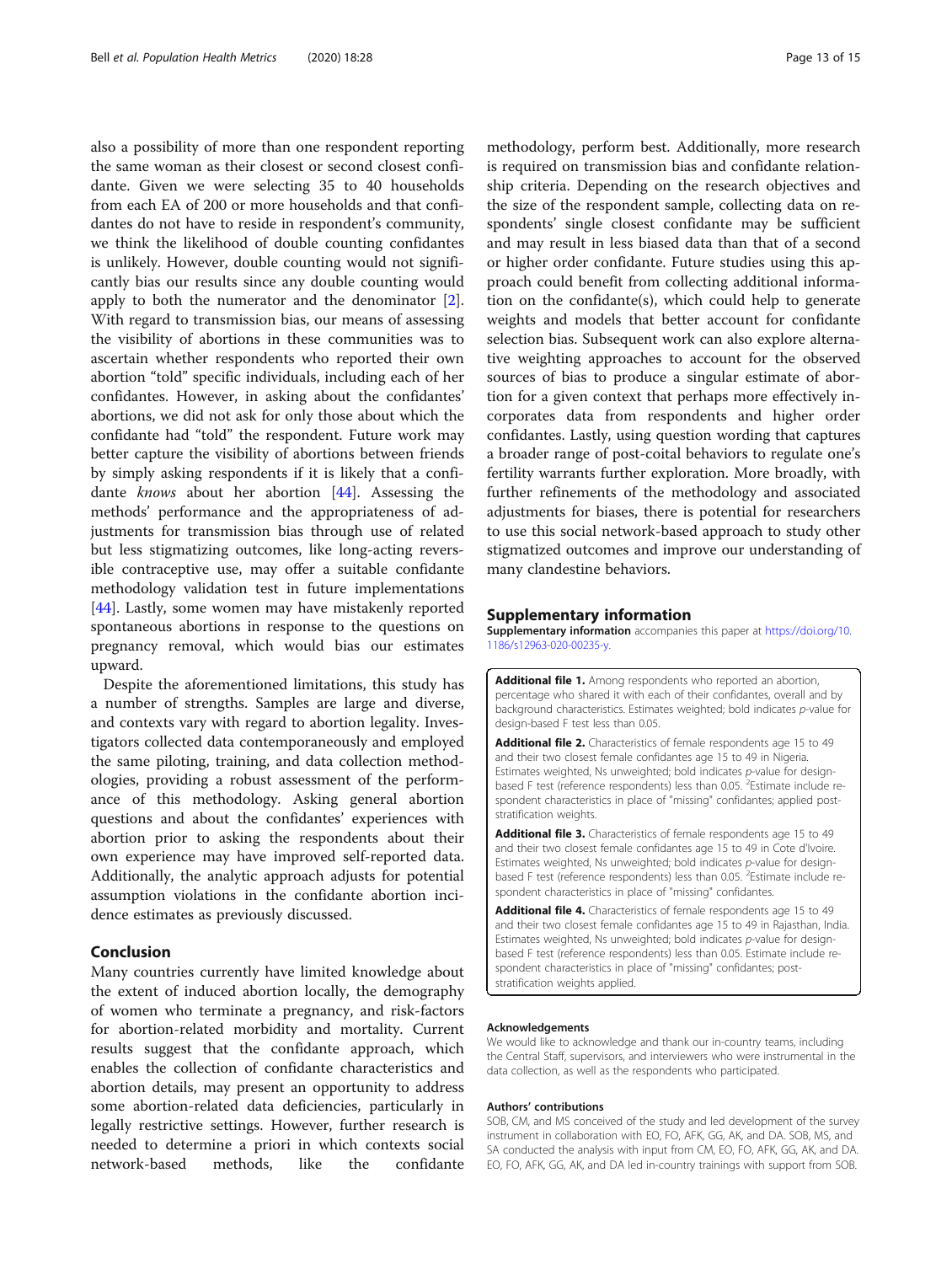also a possibility of more than one respondent reporting the same woman as their closest or second closest confidante. Given we were selecting 35 to 40 households from each EA of 200 or more households and that confidantes do not have to reside in respondent's community, we think the likelihood of double counting confidantes is unlikely. However, double counting would not significantly bias our results since any double counting would apply to both the numerator and the denominator [2]. With regard to transmission bias, our means of assessing the visibility of abortions in these communities was to ascertain whether respondents who reported their own abortion "told" specific individuals, including each of her confidantes. However, in asking about the confidantes' abortions, we did not ask for only those about which the confidante had "told" the respondent. Future work may better capture the visibility of abortions between friends by simply asking respondents if it is likely that a confidante *knows* about her abortion [44]. Assessing the methods' performance and the appropriateness of adjustments for transmission bias through use of related but less stigmatizing outcomes, like long-acting reversible contraceptive use, may offer a suitable confidante methodology validation test in future implementations [44]. Lastly, some women may have mistakenly reported spontaneous abortions in response to the questions on pregnancy removal, which would bias our estimates upward.

Despite the aforementioned limitations, this study has a number of strengths. Samples are large and diverse, and contexts vary with regard to abortion legality. Investigators collected data contemporaneously and employed the same piloting, training, and data collection methodologies, providing a robust assessment of the performance of this methodology. Asking general abortion questions and about the confidantes' experiences with abortion prior to asking the respondents about their own experience may have improved self-reported data. Additionally, the analytic approach adjusts for potential assumption violations in the confidante abortion incidence estimates as previously discussed.

## Conclusion

Many countries currently have limited knowledge about the extent of induced abortion locally, the demography of women who terminate a pregnancy, and risk-factors for abortion-related morbidity and mortality. Current results suggest that the confidante approach, which enables the collection of confidante characteristics and abortion details, may present an opportunity to address some abortion-related data deficiencies, particularly in legally restrictive settings. However, further research is needed to determine a priori in which contexts social network-based methods, like the confidante methodology, perform best. Additionally, more research is required on transmission bias and confidante relationship criteria. Depending on the research objectives and the size of the respondent sample, collecting data on respondents' single closest confidante may be sufficient and may result in less biased data than that of a second or higher order confidante. Future studies using this approach could benefit from collecting additional information on the confidante(s), which could help to generate weights and models that better account for confidante selection bias. Subsequent work can also explore alternative weighting approaches to account for the observed sources of bias to produce a singular estimate of abortion for a given context that perhaps more effectively incorporates data from respondents and higher order confidantes. Lastly, using question wording that captures a broader range of post-coital behaviors to regulate one's fertility warrants further exploration. More broadly, with further refinements of the methodology and associated adjustments for biases, there is potential for researchers to use this social network-based approach to study other stigmatized outcomes and improve our understanding of many clandestine behaviors.

## Supplementary information

**Supplementary information** accompanies this paper at https://doi.org/10.1186/s12963-020-00235-y.

**Additional file 1.** Among respondents who reported an abortion, percentage who shared it with each of their confidantes, overall and by background characteristics. Estimates weighted; bold indicates *p*-value for design-based F test less than 0.05.

**Additional file 2.** Characteristics of female respondents age 15 to 49 and their two closest female confidantes age 15 to 49 in Nigeria. Estimates weighted, Ns unweighted; bold indicates *p*-value for design-based F test (reference respondents) less than 0.05. [2]Estimate include respondent characteristics in place of "missing" confidantes; applied post-stratification weights.

**Additional file 3.** Characteristics of female respondents age 15 to 49 and their two closest female confidantes age 15 to 49 in Cote d'Ivoire. Estimates weighted, Ns unweighted; bold indicates *p*-value for design-based F test (reference respondents) less than 0.05. [2]Estimate include respondent characteristics in place of "missing" confidantes.

**Additional file 4.** Characteristics of female respondents age 15 to 49 and their two closest female confidantes age 15 to 49 in Rajasthan, India. Estimates weighted, Ns unweighted; bold indicates *p*-value for design-based F test (reference respondents) less than 0.05. Estimate include respondent characteristics in place of "missing" confidantes; post-stratification weights applied.

### Acknowledgements

We would like to acknowledge and thank our in-country teams, including the Central Staff, supervisors, and interviewers who were instrumental in the data collection, as well as the respondents who participated.

### Authors' contributions

SOB, CM, and MS conceived of the study and led development of the survey instrument in collaboration with EO, FO, AFK, GG, AK, and DA. SOB, MS, and SA conducted the analysis with input from CM, EO, FO, AFK, GG, AK, and DA. EO, FO, AFK, GG, AK, and DA led in-country trainings with support from SOB.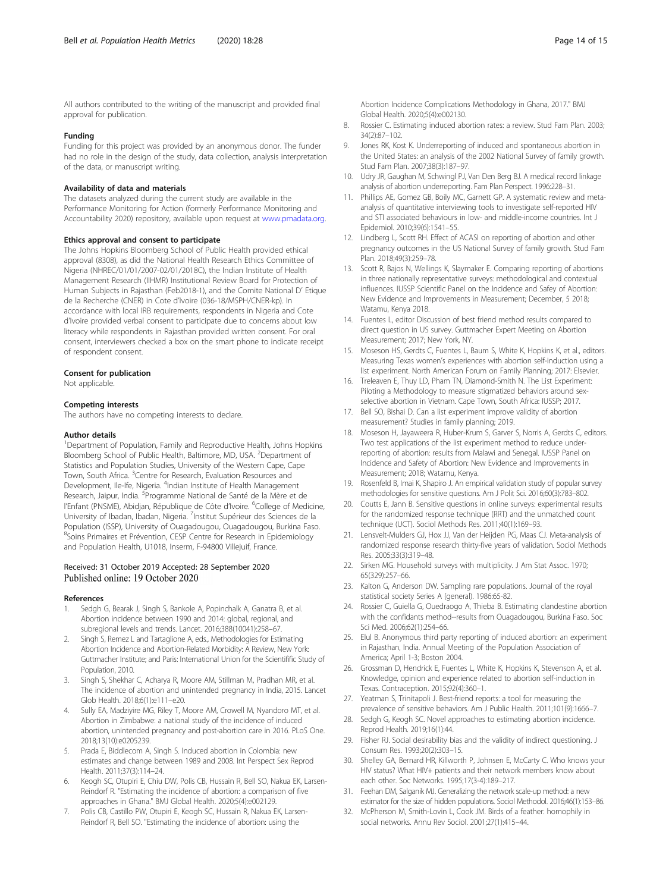All authors contributed to the writing of the manuscript and provided final approval for publication.

#### Funding

Funding for this project was provided by an anonymous donor. The funder had no role in the design of the study, data collection, analysis interpretation of the data, or manuscript writing.

#### Availability of data and materials

The datasets analyzed during the current study are available in the Performance Monitoring for Action (formerly Performance Monitoring and Accountability 2020) repository, available upon request at www.pmadata.org.

#### Ethics approval and consent to participate

The Johns Hopkins Bloomberg School of Public Health provided ethical approval (8308), as did the National Health Research Ethics Committee of Nigeria (NHREC/01/01/2007-02/01/2018C), the Indian Institute of Health Management Research (IIHMR) Institutional Review Board for Protection of Human Subjects in Rajasthan (Feb2018-1), and the Comite National D' Etique de la Recherche (CNER) in Cote d'Ivoire (036-18/MSPH/CNER-kp). In accordance with local IRB requirements, respondents in Nigeria and Cote d'Ivoire provided verbal consent to participate due to concerns about low literacy while respondents in Rajasthan provided written consent. For oral consent, interviewers checked a box on the smart phone to indicate receipt of respondent consent.

#### Consent for publication

Not applicable.

#### Competing interests

The authors have no competing interests to declare.

#### Author details

[1]Department of Population, Family and Reproductive Health, Johns Hopkins Bloomberg School of Public Health, Baltimore, MD, USA. [2]Department of Statistics and Population Studies, University of the Western Cape, Cape Town, South Africa. [3]Centre for Research, Evaluation Resources and Development, Ile-Ife, Nigeria. [4]Indian Institute of Health Management Research, Jaipur, India. [5]Programme National de Santé de la Mère et de l'Enfant (PNSME), Abidjan, République de Côte d'Ivoire. [6]College of Medicine, University of Ibadan, Ibadan, Nigeria. [7]Institut Supérieur des Sciences de la Population (ISSP), University of Ouagadougou, Ouagadougou, Burkina Faso. [8]Soins Primaires et Prévention, CESP Centre for Research in Epidemiology and Population Health, U1018, Inserm, F-94800 Villejuif, France.

Received: 31 October 2019 Accepted: 28 September 2020
Published online: 19 October 2020

#### References

1. Sedgh G, Bearak J, Singh S, Bankole A, Popinchalk A, Ganatra B, et al. Abortion incidence between 1990 and 2014: global, regional, and subregional levels and trends. Lancet. 2016;388(10041):258–67.
2. Singh S, Remez L and Tartaglione A, eds., Methodologies for Estimating Abortion Incidence and Abortion-Related Morbidity: A Review, New York: Guttmacher Institute; and Paris: International Union for the Scientififc Study of Population, 2010.
3. Singh S, Shekhar C, Acharya R, Moore AM, Stillman M, Pradhan MR, et al. The incidence of abortion and unintended pregnancy in India, 2015. Lancet Glob Health. 2018;6(1):e111–e20.
4. Sully EA, Madziyire MG, Riley T, Moore AM, Crowell M, Nyandoro MT, et al. Abortion in Zimbabwe: a national study of the incidence of induced abortion, unintended pregnancy and post-abortion care in 2016. PLoS One. 2018;13(10):e0205239.
5. Prada E, Biddlecom A, Singh S. Induced abortion in Colombia: new estimates and change between 1989 and 2008. Int Perspect Sex Reprod Health. 2011;37(3):114–24.
6. Keogh SC, Otupiri E, Chiu DW, Polis CB, Hussain R, Bell SO, Nakua EK, Larsen-Reindorf R. "Estimating the incidence of abortion: a comparison of five approaches in Ghana." BMJ Global Health. 2020;5(4):e002129.
7. Polis CB, Castillo PW, Otupiri E, Keogh SC, Hussain R, Nakua EK, Larsen-Reindorf R, Bell SO. "Estimating the incidence of abortion: using the Abortion Incidence Complications Methodology in Ghana, 2017." BMJ Global Health. 2020;5(4):e002130.
8. Rossier C. Estimating induced abortion rates: a review. Stud Fam Plan. 2003; 34(2):87–102.
9. Jones RK, Kost K. Underreporting of induced and spontaneous abortion in the United States: an analysis of the 2002 National Survey of family growth. Stud Fam Plan. 2007;38(3):187–97.
10. Udry JR, Gaughan M, Schwingl PJ, Van Den Berg BJ. A medical record linkage analysis of abortion underreporting. Fam Plan Perspect. 1996:228–31.
11. Phillips AE, Gomez GB, Boily MC, Garnett GP. A systematic review and meta-analysis of quantitative interviewing tools to investigate self-reported HIV and STI associated behaviours in low- and middle-income countries. Int J Epidemiol. 2010;39(6):1541–55.
12. Lindberg L, Scott RH. Effect of ACASI on reporting of abortion and other pregnancy outcomes in the US National Survey of family growth. Stud Fam Plan. 2018;49(3):259–78.
13. Scott R, Bajos N, Wellings K, Slaymaker E. Comparing reporting of abortions in three nationally representative surveys: methodological and contextual influences. IUSSP Scientific Panel on the Incidence and Safey of Abortion: New Evidence and Improvements in Measurement; December, 5 2018; Watamu, Kenya 2018.
14. Fuentes L, editor Discussion of best friend method results compared to direct question in US survey. Guttmacher Expert Meeting on Abortion Measurement; 2017; New York, NY.
15. Moseson HS, Gerdts C, Fuentes L, Baum S, White K, Hopkins K, et al., editors. Measuring Texas women's experiences with abortion self-induction using a list experiment. North American Forum on Family Planning; 2017: Elsevier.
16. Treleaven E, Thuy LD, Pham TN, Diamond-Smith N. The List Experiment: Piloting a Methodology to measure stigmatized behaviors around sex-selective abortion in Vietnam. Cape Town, South Africa: IUSSP; 2017.
17. Bell SO, Bishai D. Can a list experiment improve validity of abortion measurement? Studies in family planning; 2019.
18. Moseson H, Jayaweera R, Huber-Krum S, Garver S, Norris A, Gerdts C, editors. Two test applications of the list experiment method to reduce under-reporting of abortion: results from Malawi and Senegal. IUSSP Panel on Incidence and Safety of Abortion: New Evidence and Improvements in Measurement; 2018; Watamu, Kenya.
19. Rosenfeld B, Imai K, Shapiro J. An empirical validation study of popular survey methodologies for sensitive questions. Am J Polit Sci. 2016;60(3):783–802.
20. Coutts E, Jann B. Sensitive questions in online surveys: experimental results for the randomized response technique (RRT) and the unmatched count technique (UCT). Sociol Methods Res. 2011;40(1):169–93.
21. Lensvelt-Mulders GJ, Hox JJ, Van der Heijden PG, Maas CJ. Meta-analysis of randomized response research thirty-five years of validation. Sociol Methods Res. 2005;33(3):319–48.
22. Sirken MG. Household surveys with multiplicity. J Am Stat Assoc. 1970; 65(329):257–66.
23. Kalton G, Anderson DW. Sampling rare populations. Journal of the royal statistical society Series A (general). 1986:65-82.
24. Rossier C, Guiella G, Ouedraogo A, Thieba B. Estimating clandestine abortion with the confidants method--results from Ouagadougou, Burkina Faso. Soc Sci Med. 2006;62(1):254–66.
25. Elul B. Anonymous third party reporting of induced abortion: an experiment in Rajasthan, India. Annual Meeting of the Population Association of America; April 1-3; Boston 2004.
26. Grossman D, Hendrick E, Fuentes L, White K, Hopkins K, Stevenson A, et al. Knowledge, opinion and experience related to abortion self-induction in Texas. Contraception. 2015;92(4):360–1.
27. Yeatman S, Trinitapoli J. Best-friend reports: a tool for measuring the prevalence of sensitive behaviors. Am J Public Health. 2011;101(9):1666–7.
28. Sedgh G, Keogh SC. Novel approaches to estimating abortion incidence. Reprod Health. 2019;16(1):44.
29. Fisher RJ. Social desirability bias and the validity of indirect questioning. J Consum Res. 1993;20(2):303–15.
30. Shelley GA, Bernard HR, Killworth P, Johnsen E, McCarty C. Who knows your HIV status? What HIV+ patients and their network members know about each other. Soc Networks. 1995;17(3-4):189–217.
31. Feehan DM, Salganik MJ. Generalizing the network scale-up method: a new estimator for the size of hidden populations. Sociol Methodol. 2016;46(1):153–86.
32. McPherson M, Smith-Lovin L, Cook JM. Birds of a feather: homophily in social networks. Annu Rev Sociol. 2001;27(1):415–44.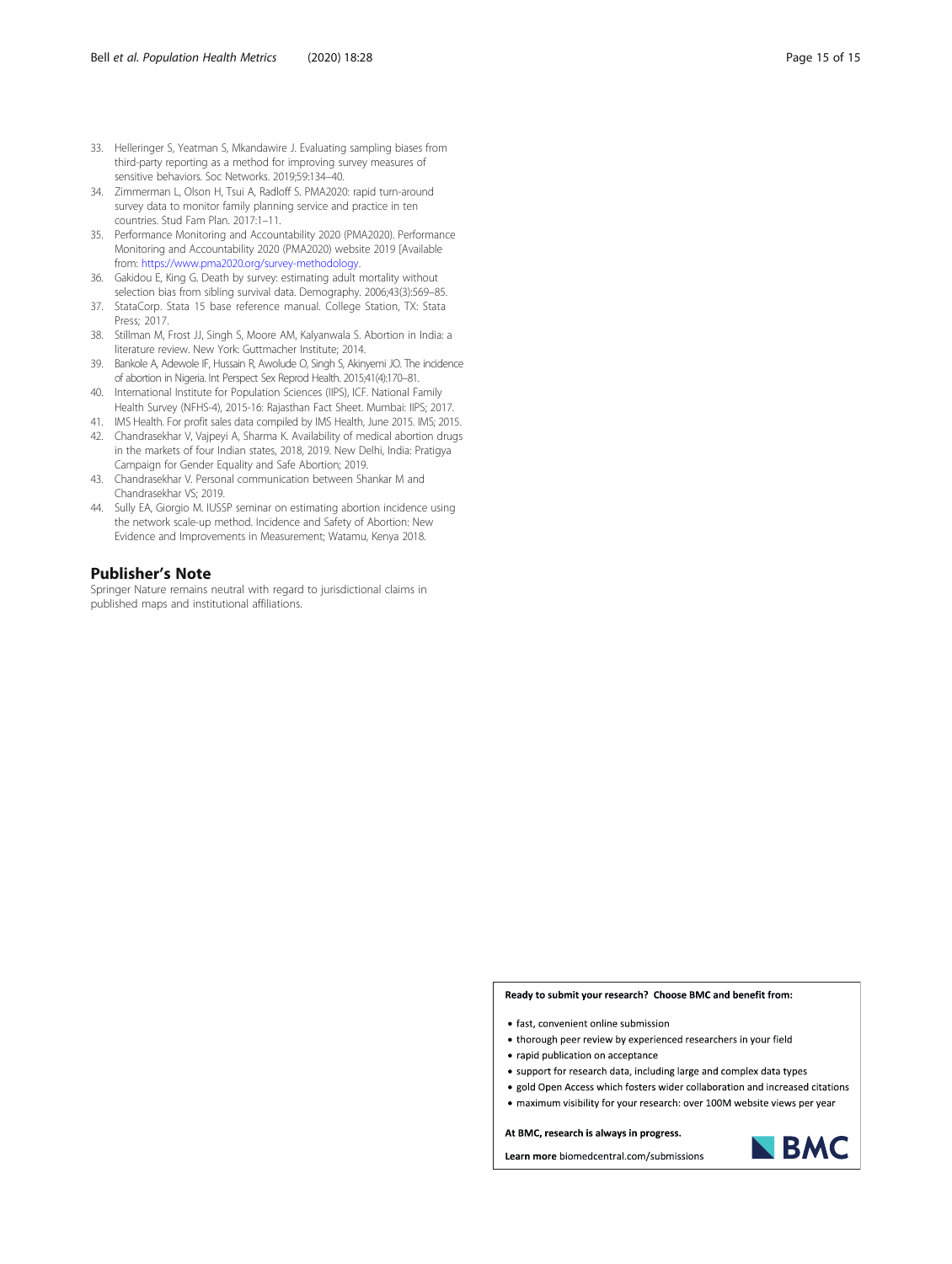33. Helleringer S, Yeatman S, Mkandawire J. Evaluating sampling biases from third-party reporting as a method for improving survey measures of sensitive behaviors. Soc Networks. 2019;59:134–40.
34. Zimmerman L, Olson H, Tsui A, Radloff S. PMA2020: rapid turn-around survey data to monitor family planning service and practice in ten countries. Stud Fam Plan. 2017:1–11.
35. Performance Monitoring and Accountability 2020 (PMA2020). Performance Monitoring and Accountability 2020 (PMA2020) website 2019 [Available from: https://www.pma2020.org/survey-methodology.
36. Gakidou E, King G. Death by survey: estimating adult mortality without selection bias from sibling survival data. Demography. 2006;43(3):569–85.
37. StataCorp. Stata 15 base reference manual. College Station, TX: Stata Press; 2017.
38. Stillman M, Frost JJ, Singh S, Moore AM, Kalyanwala S. Abortion in India: a literature review. New York: Guttmacher Institute; 2014.
39. Bankole A, Adewole IF, Hussain R, Awolude O, Singh S, Akinyemi JO. The incidence of abortion in Nigeria. Int Perspect Sex Reprod Health. 2015;41(4):170–81.
40. International Institute for Population Sciences (IIPS), ICF. National Family Health Survey (NFHS-4), 2015-16: Rajasthan Fact Sheet. Mumbai: IIPS; 2017.
41. IMS Health. For profit sales data compiled by IMS Health, June 2015. IMS; 2015.
42. Chandrasekhar V, Vajpeyi A, Sharma K. Availability of medical abortion drugs in the markets of four Indian states, 2018, 2019. New Delhi, India: Pratigya Campaign for Gender Equality and Safe Abortion; 2019.
43. Chandrasekhar V. Personal communication between Shankar M and Chandrasekhar VS; 2019.
44. Sully EA, Giorgio M. IUSSP seminar on estimating abortion incidence using the network scale-up method. Incidence and Safety of Abortion: New Evidence and Improvements in Measurement; Watamu, Kenya 2018.

## Publisher's Note

Springer Nature remains neutral with regard to jurisdictional claims in published maps and institutional affiliations.

**Ready to submit your research? Choose BMC and benefit from:**

- fast, convenient online submission
- thorough peer review by experienced researchers in your field
- rapid publication on acceptance
- support for research data, including large and complex data types
- gold Open Access which fosters wider collaboration and increased citations
- maximum visibility for your research: over 100M website views per year

**At BMC, research is always in progress.**

**Learn more** biomedcentral.com/submissions

BMC